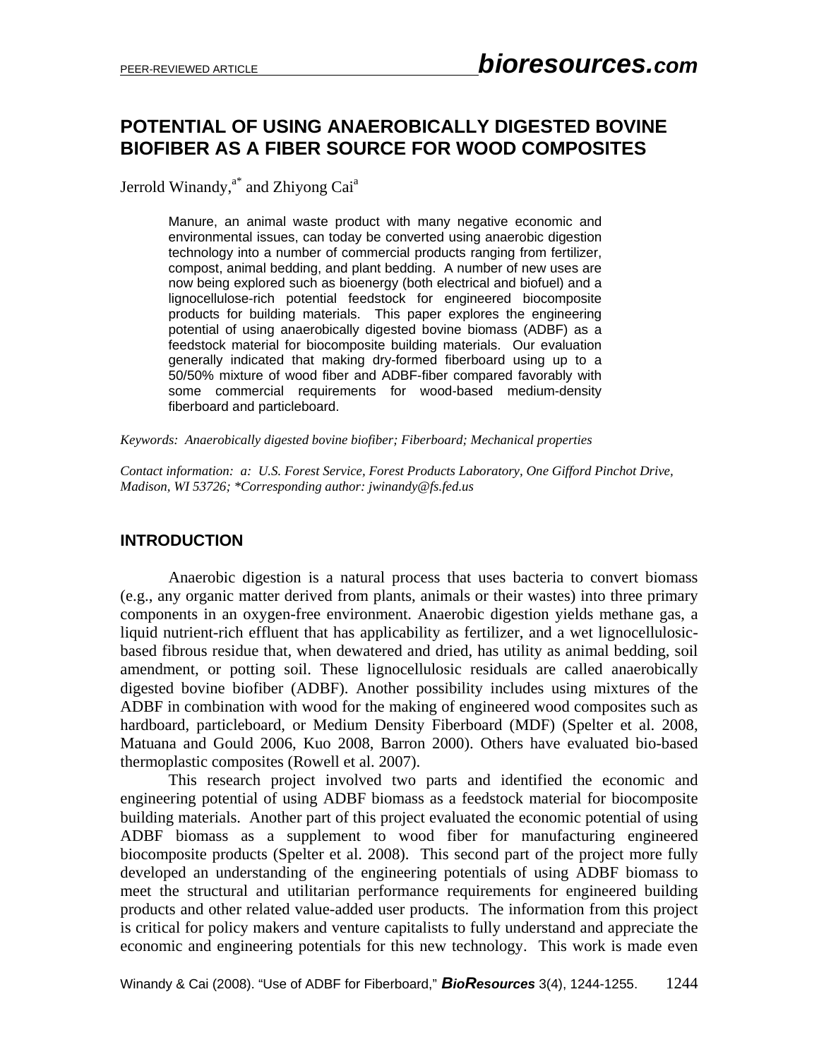# POTENTIAL OF USING ANAEROBICALLY DIGESTED BOVINE BIOFIBER AS A FIBER SOURCE FOR WOOD COMPOSITES

Jerrold Winandy,[a*] and Zhiyong Cai[a]

> Manure, an animal waste product with many negative economic and environmental issues, can today be converted using anaerobic digestion technology into a number of commercial products ranging from fertilizer, compost, animal bedding, and plant bedding. A number of new uses are now being explored such as bioenergy (both electrical and biofuel) and a lignocellulose-rich potential feedstock for engineered biocomposite products for building materials. This paper explores the engineering potential of using anaerobically digested bovine biomass (ADBF) as a feedstock material for biocomposite building materials. Our evaluation generally indicated that making dry-formed fiberboard using up to a 50/50% mixture of wood fiber and ADBF-fiber compared favorably with some commercial requirements for wood-based medium-density fiberboard and particleboard.

*Keywords: Anaerobically digested bovine biofiber; Fiberboard; Mechanical properties*

*Contact information: a: U.S. Forest Service, Forest Products Laboratory, One Gifford Pinchot Drive, Madison, WI 53726; \*Corresponding author: jwinandy@fs.fed.us*

## INTRODUCTION

Anaerobic digestion is a natural process that uses bacteria to convert biomass (e.g., any organic matter derived from plants, animals or their wastes) into three primary components in an oxygen-free environment. Anaerobic digestion yields methane gas, a liquid nutrient-rich effluent that has applicability as fertilizer, and a wet lignocellulosic-based fibrous residue that, when dewatered and dried, has utility as animal bedding, soil amendment, or potting soil. These lignocellulosic residuals are called anaerobically digested bovine biofiber (ADBF). Another possibility includes using mixtures of the ADBF in combination with wood for the making of engineered wood composites such as hardboard, particleboard, or Medium Density Fiberboard (MDF) (Spelter et al. 2008, Matuana and Gould 2006, Kuo 2008, Barron 2000). Others have evaluated bio-based thermoplastic composites (Rowell et al. 2007).

This research project involved two parts and identified the economic and engineering potential of using ADBF biomass as a feedstock material for biocomposite building materials. Another part of this project evaluated the economic potential of using ADBF biomass as a supplement to wood fiber for manufacturing engineered biocomposite products (Spelter et al. 2008). This second part of the project more fully developed an understanding of the engineering potentials of using ADBF biomass to meet the structural and utilitarian performance requirements for engineered building products and other related value-added user products. The information from this project is critical for policy makers and venture capitalists to fully understand and appreciate the economic and engineering potentials for this new technology. This work is made even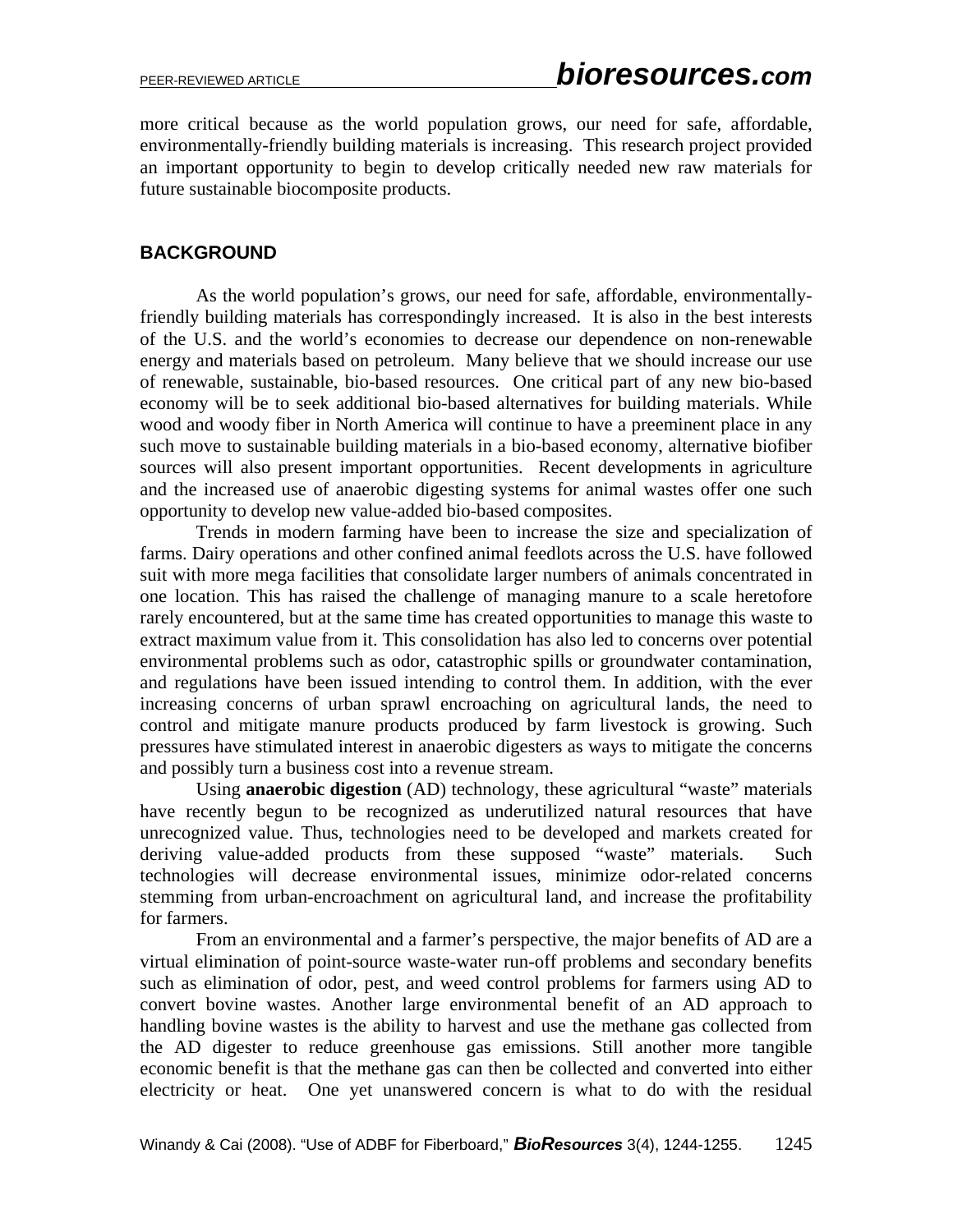more critical because as the world population grows, our need for safe, affordable, environmentally-friendly building materials is increasing. This research project provided an important opportunity to begin to develop critically needed new raw materials for future sustainable biocomposite products.

## BACKGROUND

As the world population's grows, our need for safe, affordable, environmentally-friendly building materials has correspondingly increased. It is also in the best interests of the U.S. and the world's economies to decrease our dependence on non-renewable energy and materials based on petroleum. Many believe that we should increase our use of renewable, sustainable, bio-based resources. One critical part of any new bio-based economy will be to seek additional bio-based alternatives for building materials. While wood and woody fiber in North America will continue to have a preeminent place in any such move to sustainable building materials in a bio-based economy, alternative biofiber sources will also present important opportunities. Recent developments in agriculture and the increased use of anaerobic digesting systems for animal wastes offer one such opportunity to develop new value-added bio-based composites.

Trends in modern farming have been to increase the size and specialization of farms. Dairy operations and other confined animal feedlots across the U.S. have followed suit with more mega facilities that consolidate larger numbers of animals concentrated in one location. This has raised the challenge of managing manure to a scale heretofore rarely encountered, but at the same time has created opportunities to manage this waste to extract maximum value from it. This consolidation has also led to concerns over potential environmental problems such as odor, catastrophic spills or groundwater contamination, and regulations have been issued intending to control them. In addition, with the ever increasing concerns of urban sprawl encroaching on agricultural lands, the need to control and mitigate manure products produced by farm livestock is growing. Such pressures have stimulated interest in anaerobic digesters as ways to mitigate the concerns and possibly turn a business cost into a revenue stream.

Using **anaerobic digestion** (AD) technology, these agricultural "waste" materials have recently begun to be recognized as underutilized natural resources that have unrecognized value. Thus, technologies need to be developed and markets created for deriving value-added products from these supposed "waste" materials. Such technologies will decrease environmental issues, minimize odor-related concerns stemming from urban-encroachment on agricultural land, and increase the profitability for farmers.

From an environmental and a farmer's perspective, the major benefits of AD are a virtual elimination of point-source waste-water run-off problems and secondary benefits such as elimination of odor, pest, and weed control problems for farmers using AD to convert bovine wastes. Another large environmental benefit of an AD approach to handling bovine wastes is the ability to harvest and use the methane gas collected from the AD digester to reduce greenhouse gas emissions. Still another more tangible economic benefit is that the methane gas can then be collected and converted into either electricity or heat. One yet unanswered concern is what to do with the residual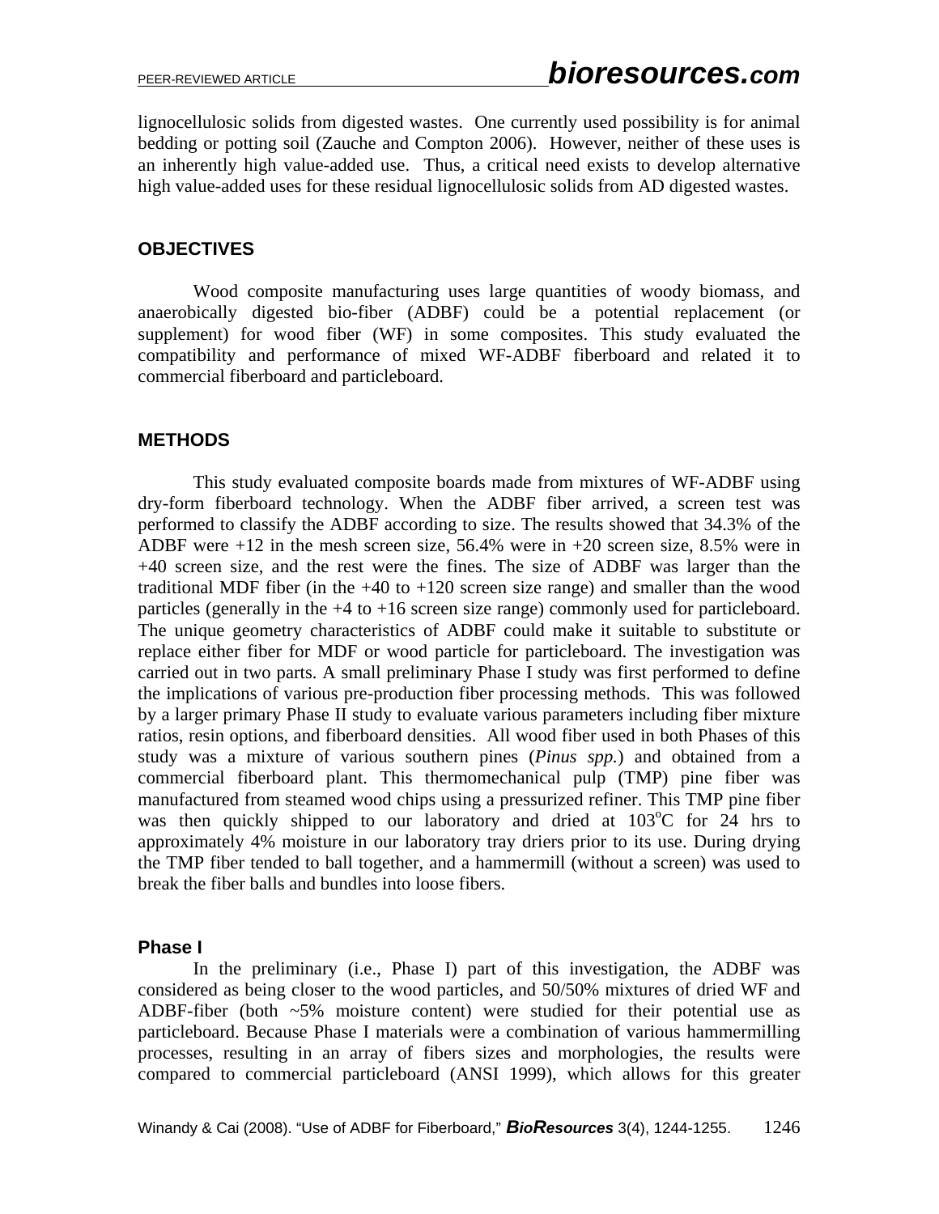lignocellulosic solids from digested wastes. One currently used possibility is for animal bedding or potting soil (Zauche and Compton 2006). However, neither of these uses is an inherently high value-added use. Thus, a critical need exists to develop alternative high value-added uses for these residual lignocellulosic solids from AD digested wastes.

## OBJECTIVES

Wood composite manufacturing uses large quantities of woody biomass, and anaerobically digested bio-fiber (ADBF) could be a potential replacement (or supplement) for wood fiber (WF) in some composites. This study evaluated the compatibility and performance of mixed WF-ADBF fiberboard and related it to commercial fiberboard and particleboard.

## METHODS

This study evaluated composite boards made from mixtures of WF-ADBF using dry-form fiberboard technology. When the ADBF fiber arrived, a screen test was performed to classify the ADBF according to size. The results showed that 34.3% of the ADBF were +12 in the mesh screen size, 56.4% were in +20 screen size, 8.5% were in +40 screen size, and the rest were the fines. The size of ADBF was larger than the traditional MDF fiber (in the +40 to +120 screen size range) and smaller than the wood particles (generally in the +4 to +16 screen size range) commonly used for particleboard. The unique geometry characteristics of ADBF could make it suitable to substitute or replace either fiber for MDF or wood particle for particleboard. The investigation was carried out in two parts. A small preliminary Phase I study was first performed to define the implications of various pre-production fiber processing methods. This was followed by a larger primary Phase II study to evaluate various parameters including fiber mixture ratios, resin options, and fiberboard densities. All wood fiber used in both Phases of this study was a mixture of various southern pines (*Pinus spp.*) and obtained from a commercial fiberboard plant. This thermomechanical pulp (TMP) pine fiber was manufactured from steamed wood chips using a pressurized refiner. This TMP pine fiber was then quickly shipped to our laboratory and dried at 103°C for 24 hrs to approximately 4% moisture in our laboratory tray driers prior to its use. During drying the TMP fiber tended to ball together, and a hammermill (without a screen) was used to break the fiber balls and bundles into loose fibers.

### Phase I

In the preliminary (i.e., Phase I) part of this investigation, the ADBF was considered as being closer to the wood particles, and 50/50% mixtures of dried WF and ADBF-fiber (both ~5% moisture content) were studied for their potential use as particleboard. Because Phase I materials were a combination of various hammermilling processes, resulting in an array of fibers sizes and morphologies, the results were compared to commercial particleboard (ANSI 1999), which allows for this greater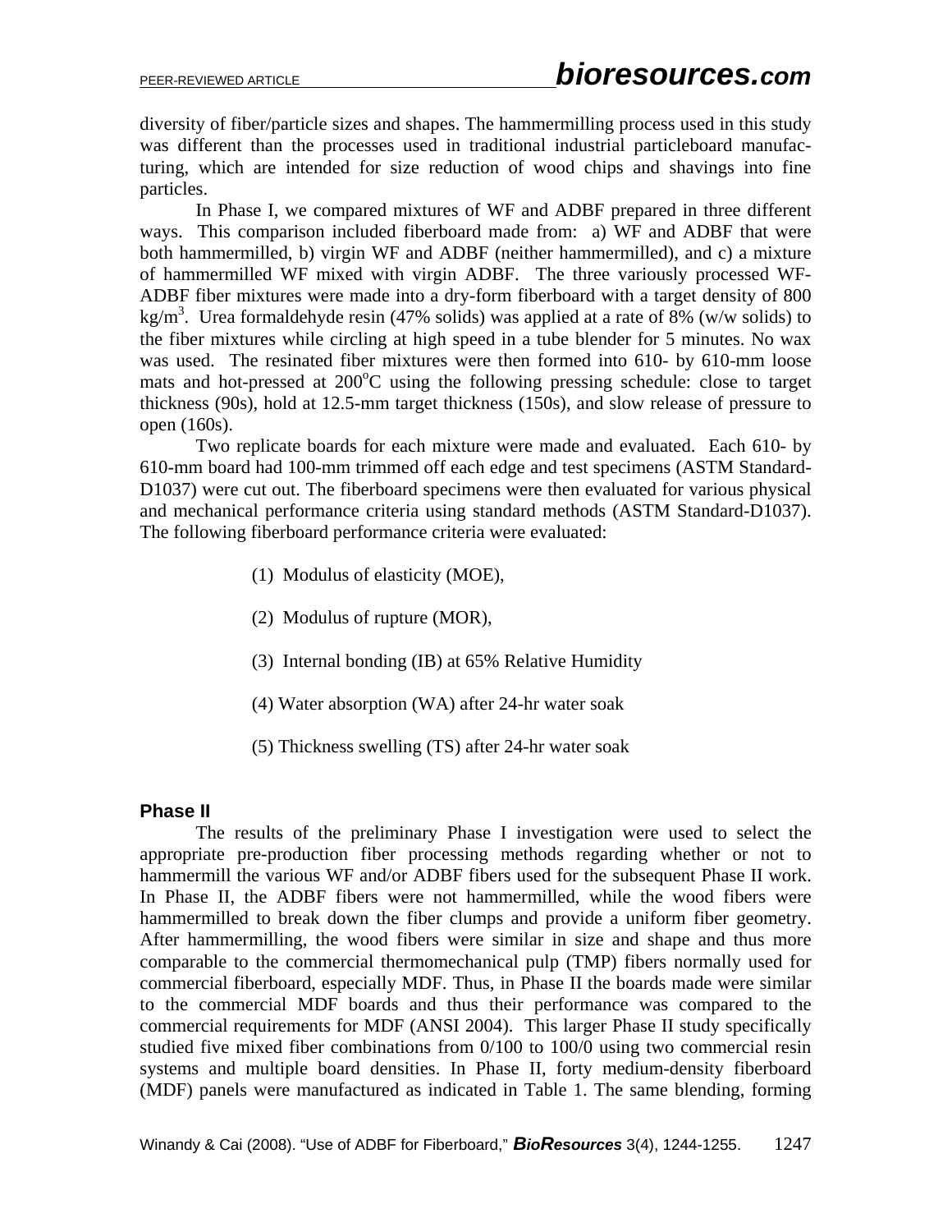diversity of fiber/particle sizes and shapes. The hammermilling process used in this study was different than the processes used in traditional industrial particleboard manufacturing, which are intended for size reduction of wood chips and shavings into fine particles.

In Phase I, we compared mixtures of WF and ADBF prepared in three different ways. This comparison included fiberboard made from: a) WF and ADBF that were both hammermilled, b) virgin WF and ADBF (neither hammermilled), and c) a mixture of hammermilled WF mixed with virgin ADBF. The three variously processed WF-ADBF fiber mixtures were made into a dry-form fiberboard with a target density of 800 kg/m$^3$. Urea formaldehyde resin (47% solids) was applied at a rate of 8% (w/w solids) to the fiber mixtures while circling at high speed in a tube blender for 5 minutes. No wax was used. The resinated fiber mixtures were then formed into 610- by 610-mm loose mats and hot-pressed at 200$^o$C using the following pressing schedule: close to target thickness (90s), hold at 12.5-mm target thickness (150s), and slow release of pressure to open (160s).

Two replicate boards for each mixture were made and evaluated. Each 610- by 610-mm board had 100-mm trimmed off each edge and test specimens (ASTM Standard-D1037) were cut out. The fiberboard specimens were then evaluated for various physical and mechanical performance criteria using standard methods (ASTM Standard-D1037). The following fiberboard performance criteria were evaluated:

(1) Modulus of elasticity (MOE),

(2) Modulus of rupture (MOR),

(3) Internal bonding (IB) at 65% Relative Humidity

(4) Water absorption (WA) after 24-hr water soak

(5) Thickness swelling (TS) after 24-hr water soak

### Phase II

The results of the preliminary Phase I investigation were used to select the appropriate pre-production fiber processing methods regarding whether or not to hammermill the various WF and/or ADBF fibers used for the subsequent Phase II work. In Phase II, the ADBF fibers were not hammermilled, while the wood fibers were hammermilled to break down the fiber clumps and provide a uniform fiber geometry. After hammermilling, the wood fibers were similar in size and shape and thus more comparable to the commercial thermomechanical pulp (TMP) fibers normally used for commercial fiberboard, especially MDF. Thus, in Phase II the boards made were similar to the commercial MDF boards and thus their performance was compared to the commercial requirements for MDF (ANSI 2004). This larger Phase II study specifically studied five mixed fiber combinations from 0/100 to 100/0 using two commercial resin systems and multiple board densities. In Phase II, forty medium-density fiberboard (MDF) panels were manufactured as indicated in Table 1. The same blending, forming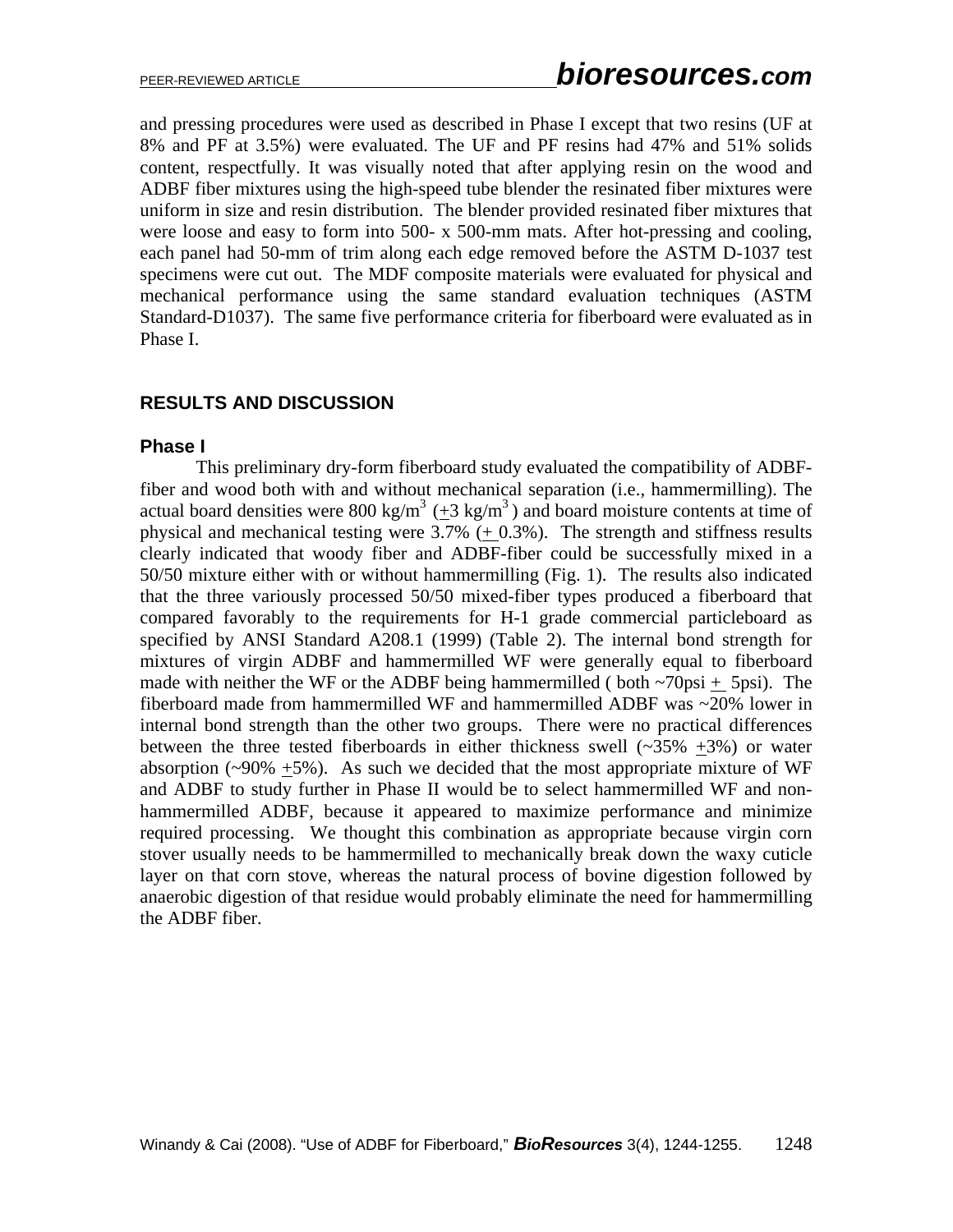and pressing procedures were used as described in Phase I except that two resins (UF at 8% and PF at 3.5%) were evaluated. The UF and PF resins had 47% and 51% solids content, respectfully. It was visually noted that after applying resin on the wood and ADBF fiber mixtures using the high-speed tube blender the resinated fiber mixtures were uniform in size and resin distribution. The blender provided resinated fiber mixtures that were loose and easy to form into 500- x 500-mm mats. After hot-pressing and cooling, each panel had 50-mm of trim along each edge removed before the ASTM D-1037 test specimens were cut out. The MDF composite materials were evaluated for physical and mechanical performance using the same standard evaluation techniques (ASTM Standard-D1037). The same five performance criteria for fiberboard were evaluated as in Phase I.

## RESULTS AND DISCUSSION

### Phase I

This preliminary dry-form fiberboard study evaluated the compatibility of ADBF-fiber and wood both with and without mechanical separation (i.e., hammermilling). The actual board densities were 800 kg/m$^3$ (±3 kg/m$^3$) and board moisture contents at time of physical and mechanical testing were 3.7% (± 0.3%). The strength and stiffness results clearly indicated that woody fiber and ADBF-fiber could be successfully mixed in a 50/50 mixture either with or without hammermilling (Fig. 1). The results also indicated that the three variously processed 50/50 mixed-fiber types produced a fiberboard that compared favorably to the requirements for H-1 grade commercial particleboard as specified by ANSI Standard A208.1 (1999) (Table 2). The internal bond strength for mixtures of virgin ADBF and hammermilled WF were generally equal to fiberboard made with neither the WF or the ADBF being hammermilled ( both ~70psi ± 5psi). The fiberboard made from hammermilled WF and hammermilled ADBF was ~20% lower in internal bond strength than the other two groups. There were no practical differences between the three tested fiberboards in either thickness swell (~35% ±3%) or water absorption (~90% ±5%). As such we decided that the most appropriate mixture of WF and ADBF to study further in Phase II would be to select hammermilled WF and non-hammermilled ADBF, because it appeared to maximize performance and minimize required processing. We thought this combination as appropriate because virgin corn stover usually needs to be hammermilled to mechanically break down the waxy cuticle layer on that corn stove, whereas the natural process of bovine digestion followed by anaerobic digestion of that residue would probably eliminate the need for hammermilling the ADBF fiber.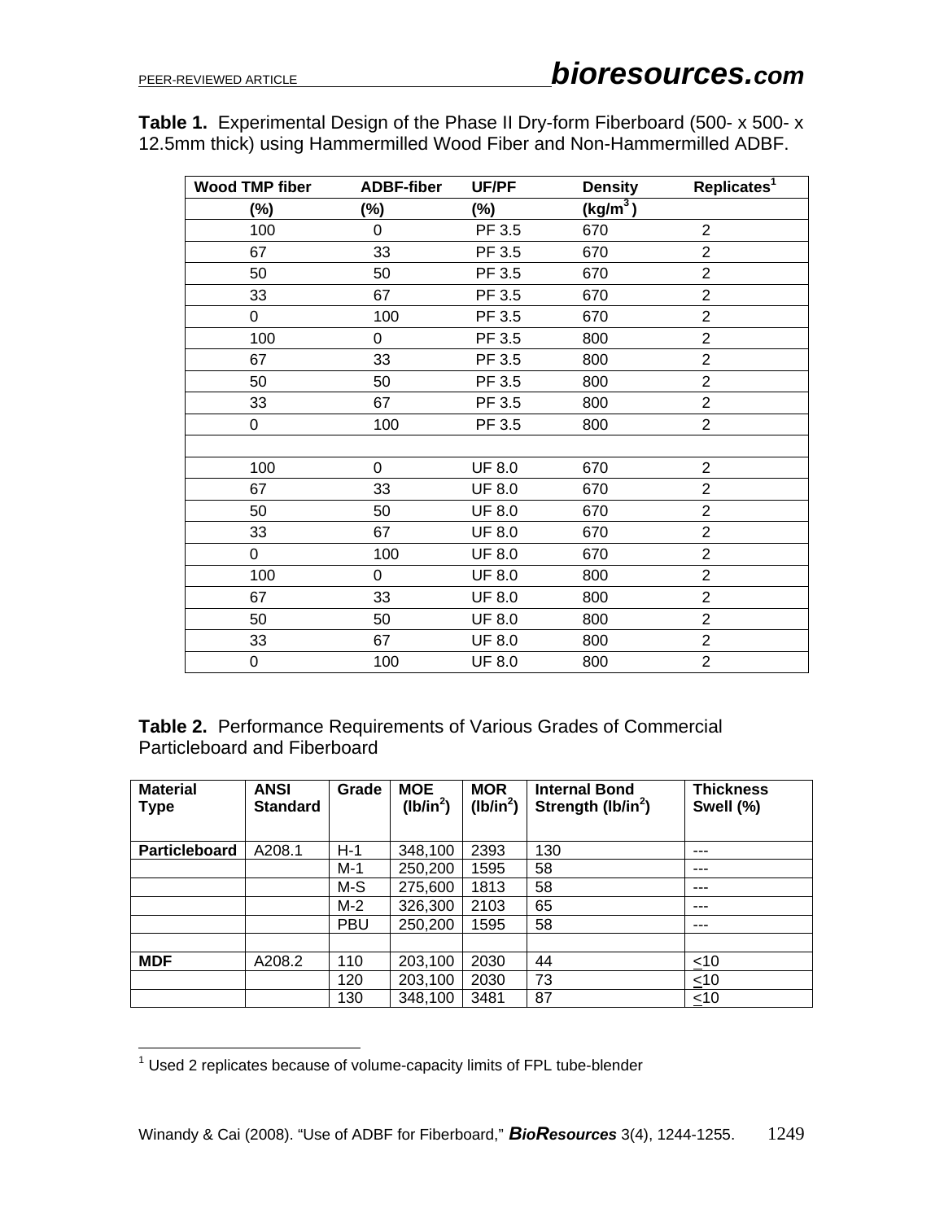**Table 1.** Experimental Design of the Phase II Dry-form Fiberboard (500- x 500- x 12.5mm thick) using Hammermilled Wood Fiber and Non-Hammermilled ADBF.

| Wood TMP fiber | ADBF-fiber | UF/PF | Density | Replicates[1] |
|---|---|---|---|---|
| (%) | (%) | (%) | (kg/m$^3$) | |
| 100 | 0 | PF 3.5 | 670 | 2 |
| 67 | 33 | PF 3.5 | 670 | 2 |
| 50 | 50 | PF 3.5 | 670 | 2 |
| 33 | 67 | PF 3.5 | 670 | 2 |
| 0 | 100 | PF 3.5 | 670 | 2 |
| 100 | 0 | PF 3.5 | 800 | 2 |
| 67 | 33 | PF 3.5 | 800 | 2 |
| 50 | 50 | PF 3.5 | 800 | 2 |
| 33 | 67 | PF 3.5 | 800 | 2 |
| 0 | 100 | PF 3.5 | 800 | 2 |
| | | | | |
| 100 | 0 | UF 8.0 | 670 | 2 |
| 67 | 33 | UF 8.0 | 670 | 2 |
| 50 | 50 | UF 8.0 | 670 | 2 |
| 33 | 67 | UF 8.0 | 670 | 2 |
| 0 | 100 | UF 8.0 | 670 | 2 |
| 100 | 0 | UF 8.0 | 800 | 2 |
| 67 | 33 | UF 8.0 | 800 | 2 |
| 50 | 50 | UF 8.0 | 800 | 2 |
| 33 | 67 | UF 8.0 | 800 | 2 |
| 0 | 100 | UF 8.0 | 800 | 2 |

**Table 2.** Performance Requirements of Various Grades of Commercial Particleboard and Fiberboard

| Material Type | ANSI Standard | Grade | MOE (lb/in$^2$) | MOR (lb/in$^2$) | Internal Bond Strength (lb/in$^2$) | Thickness Swell (%) |
|---|---|---|---|---|---|---|
| **Particleboard** | A208.1 | H-1 | 348,100 | 2393 | 130 | --- |
| | | M-1 | 250,200 | 1595 | 58 | --- |
| | | M-S | 275,600 | 1813 | 58 | --- |
| | | M-2 | 326,300 | 2103 | 65 | --- |
| | | PBU | 250,200 | 1595 | 58 | --- |
| | | | | | | |
| **MDF** | A208.2 | 110 | 203,100 | 2030 | 44 | ≤10 |
| | | 120 | 203,100 | 2030 | 73 | ≤10 |
| | | 130 | 348,100 | 3481 | 87 | ≤10 |

[1] Used 2 replicates because of volume-capacity limits of FPL tube-blender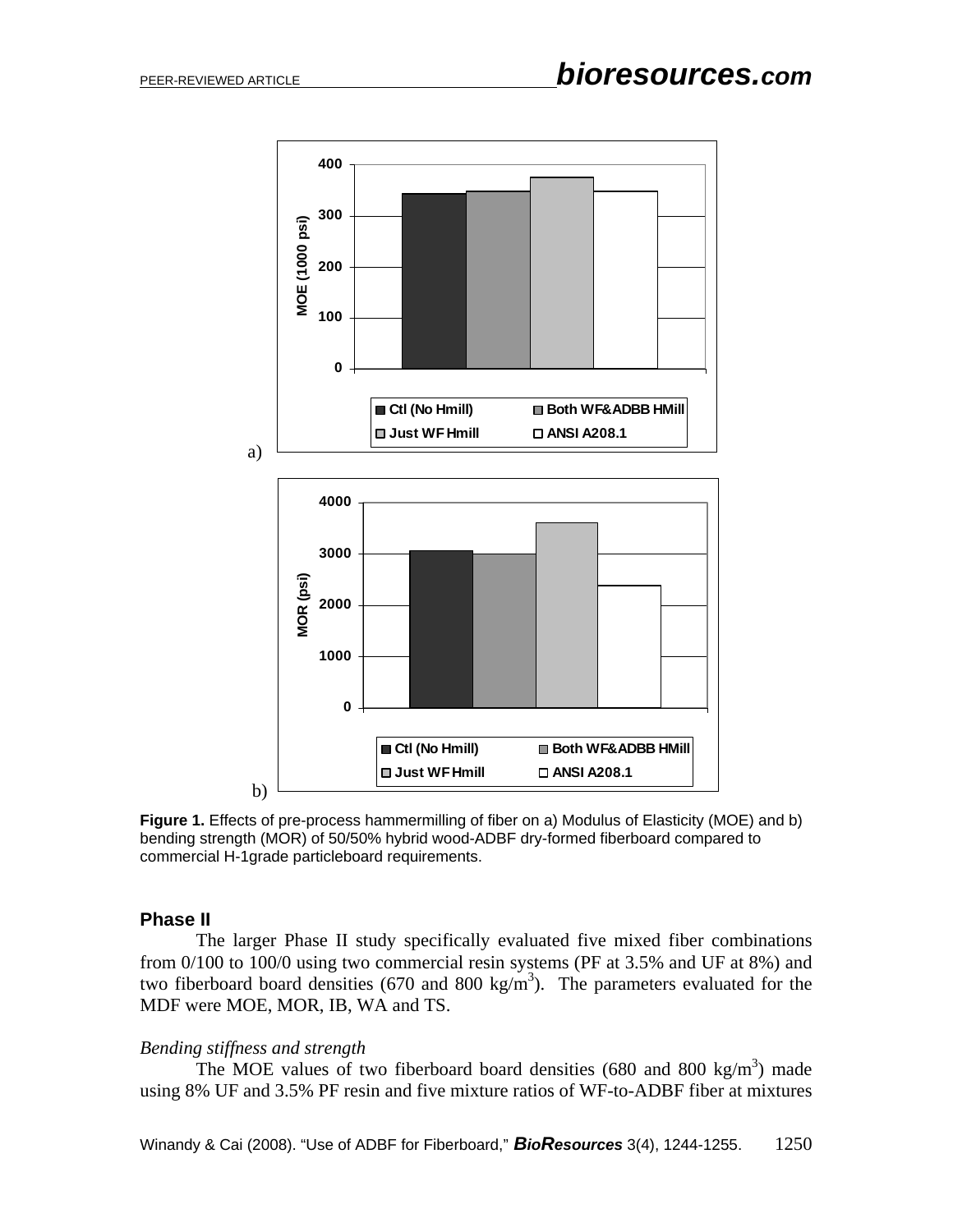**Figure 1.** Effects of pre-process hammermilling of fiber on a) Modulus of Elasticity (MOE) and b) bending strength (MOR) of 50/50% hybrid wood-ADBF dry-formed fiberboard compared to commercial H-1grade particleboard requirements.

## Phase II

The larger Phase II study specifically evaluated five mixed fiber combinations from 0/100 to 100/0 using two commercial resin systems (PF at 3.5% and UF at 8%) and two fiberboard board densities (670 and 800 kg/m$^3$). The parameters evaluated for the MDF were MOE, MOR, IB, WA and TS.

### *Bending stiffness and strength*

The MOE values of two fiberboard board densities (680 and 800 kg/m$^3$) made using 8% UF and 3.5% PF resin and five mixture ratios of WF-to-ADBF fiber at mixtures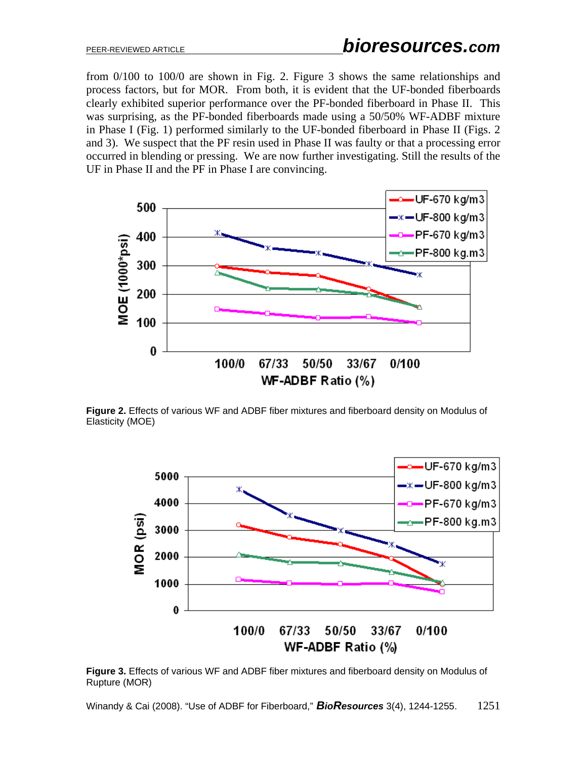from 0/100 to 100/0 are shown in Fig. 2. Figure 3 shows the same relationships and process factors, but for MOR. From both, it is evident that the UF-bonded fiberboards clearly exhibited superior performance over the PF-bonded fiberboard in Phase II. This was surprising, as the PF-bonded fiberboards made using a 50/50% WF-ADBF mixture in Phase I (Fig. 1) performed similarly to the UF-bonded fiberboard in Phase II (Figs. 2 and 3). We suspect that the PF resin used in Phase II was faulty or that a processing error occurred in blending or pressing. We are now further investigating. Still the results of the UF in Phase II and the PF in Phase I are convincing.

**Figure 2.** Effects of various WF and ADBF fiber mixtures and fiberboard density on Modulus of Elasticity (MOE)

**Figure 3.** Effects of various WF and ADBF fiber mixtures and fiberboard density on Modulus of Rupture (MOR)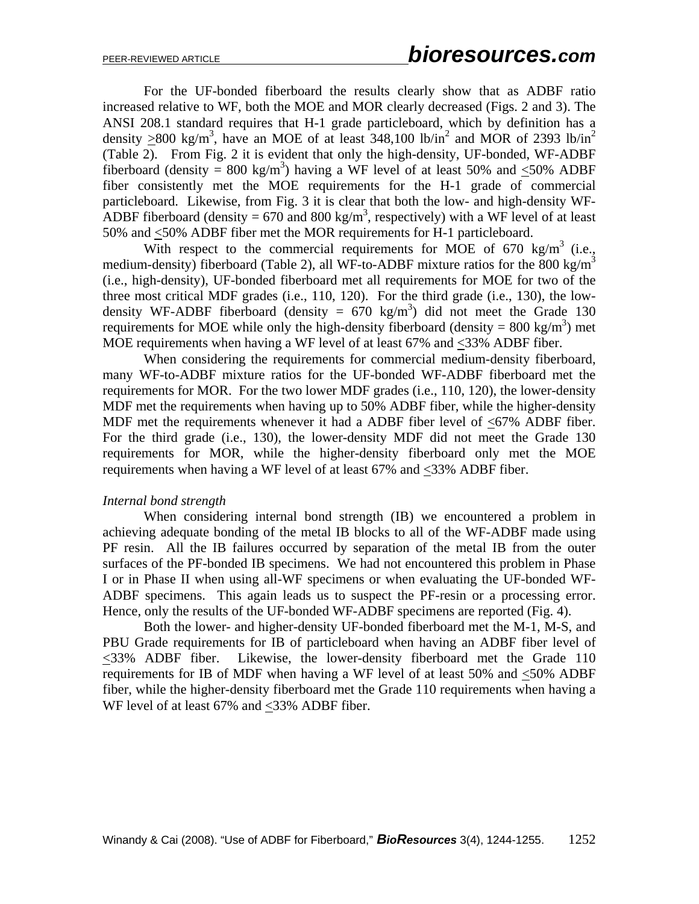For the UF-bonded fiberboard the results clearly show that as ADBF ratio increased relative to WF, both the MOE and MOR clearly decreased (Figs. 2 and 3). The ANSI 208.1 standard requires that H-1 grade particleboard, which by definition has a density $\geq$800 kg/m$^3$, have an MOE of at least 348,100 lb/in$^2$ and MOR of 2393 lb/in$^2$ (Table 2). From Fig. 2 it is evident that only the high-density, UF-bonded, WF-ADBF fiberboard (density = 800 kg/m$^3$) having a WF level of at least 50% and $\leq$50% ADBF fiber consistently met the MOE requirements for the H-1 grade of commercial particleboard. Likewise, from Fig. 3 it is clear that both the low- and high-density WF-ADBF fiberboard (density = 670 and 800 kg/m$^3$, respectively) with a WF level of at least 50% and $\leq$50% ADBF fiber met the MOR requirements for H-1 particleboard.

With respect to the commercial requirements for MOE of 670 kg/m$^3$ (i.e., medium-density) fiberboard (Table 2), all WF-to-ADBF mixture ratios for the 800 kg/m$^3$ (i.e., high-density), UF-bonded fiberboard met all requirements for MOE for two of the three most critical MDF grades (i.e., 110, 120). For the third grade (i.e., 130), the low-density WF-ADBF fiberboard (density = 670 kg/m$^3$) did not meet the Grade 130 requirements for MOE while only the high-density fiberboard (density = 800 kg/m$^3$) met MOE requirements when having a WF level of at least 67% and $\leq$33% ADBF fiber.

When considering the requirements for commercial medium-density fiberboard, many WF-to-ADBF mixture ratios for the UF-bonded WF-ADBF fiberboard met the requirements for MOR. For the two lower MDF grades (i.e., 110, 120), the lower-density MDF met the requirements when having up to 50% ADBF fiber, while the higher-density MDF met the requirements whenever it had a ADBF fiber level of $\leq$67% ADBF fiber. For the third grade (i.e., 130), the lower-density MDF did not meet the Grade 130 requirements for MOR, while the higher-density fiberboard only met the MOE requirements when having a WF level of at least 67% and $\leq$33% ADBF fiber.

*Internal bond strength*

When considering internal bond strength (IB) we encountered a problem in achieving adequate bonding of the metal IB blocks to all of the WF-ADBF made using PF resin. All the IB failures occurred by separation of the metal IB from the outer surfaces of the PF-bonded IB specimens. We had not encountered this problem in Phase I or in Phase II when using all-WF specimens or when evaluating the UF-bonded WF-ADBF specimens. This again leads us to suspect the PF-resin or a processing error. Hence, only the results of the UF-bonded WF-ADBF specimens are reported (Fig. 4).

Both the lower- and higher-density UF-bonded fiberboard met the M-1, M-S, and PBU Grade requirements for IB of particleboard when having an ADBF fiber level of $\leq$33% ADBF fiber. Likewise, the lower-density fiberboard met the Grade 110 requirements for IB of MDF when having a WF level of at least 50% and $\leq$50% ADBF fiber, while the higher-density fiberboard met the Grade 110 requirements when having a WF level of at least 67% and $\leq$33% ADBF fiber.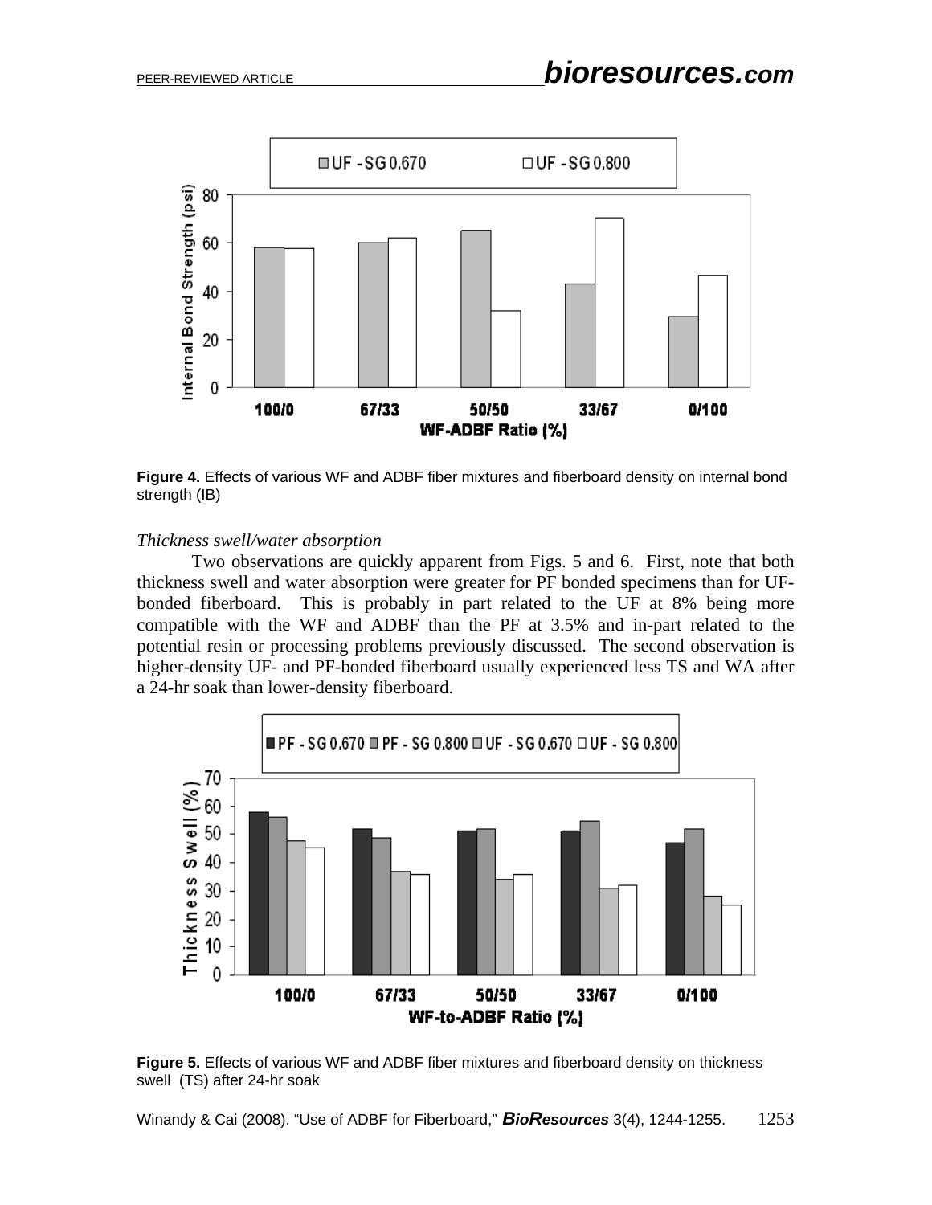**Figure 4.** Effects of various WF and ADBF fiber mixtures and fiberboard density on internal bond strength (IB)

*Thickness swell/water absorption*

Two observations are quickly apparent from Figs. 5 and 6. First, note that both thickness swell and water absorption were greater for PF bonded specimens than for UF-bonded fiberboard. This is probably in part related to the UF at 8% being more compatible with the WF and ADBF than the PF at 3.5% and in-part related to the potential resin or processing problems previously discussed. The second observation is higher-density UF- and PF-bonded fiberboard usually experienced less TS and WA after a 24-hr soak than lower-density fiberboard.

**Figure 5.** Effects of various WF and ADBF fiber mixtures and fiberboard density on thickness swell (TS) after 24-hr soak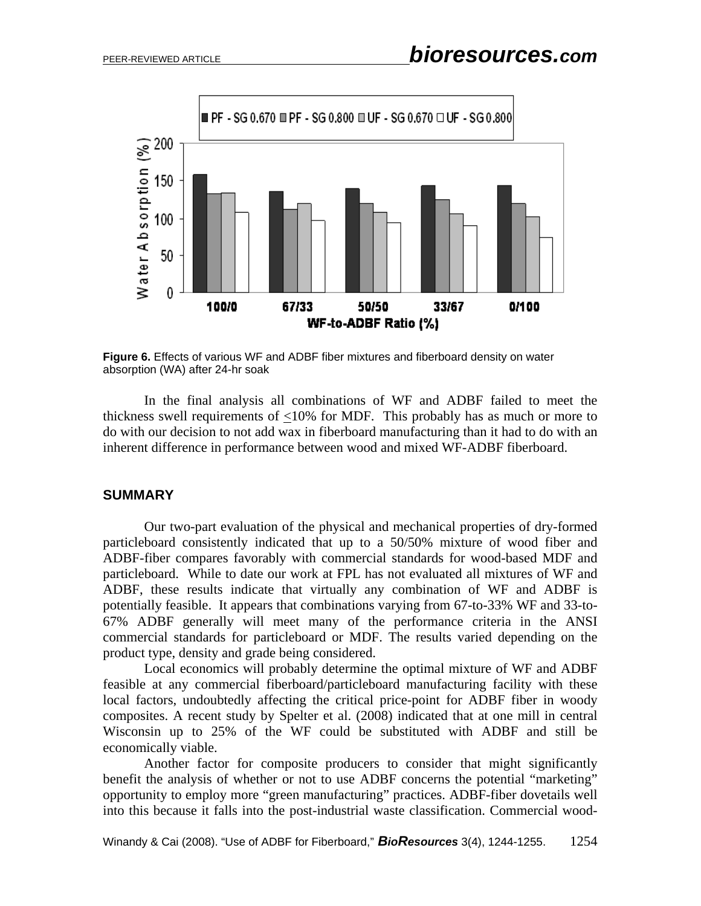**Figure 6.** Effects of various WF and ADBF fiber mixtures and fiberboard density on water absorption (WA) after 24-hr soak

In the final analysis all combinations of WF and ADBF failed to meet the thickness swell requirements of ≤10% for MDF. This probably has as much or more to do with our decision to not add wax in fiberboard manufacturing than it had to do with an inherent difference in performance between wood and mixed WF-ADBF fiberboard.

## SUMMARY

Our two-part evaluation of the physical and mechanical properties of dry-formed particleboard consistently indicated that up to a 50/50% mixture of wood fiber and ADBF-fiber compares favorably with commercial standards for wood-based MDF and particleboard. While to date our work at FPL has not evaluated all mixtures of WF and ADBF, these results indicate that virtually any combination of WF and ADBF is potentially feasible. It appears that combinations varying from 67-to-33% WF and 33-to-67% ADBF generally will meet many of the performance criteria in the ANSI commercial standards for particleboard or MDF. The results varied depending on the product type, density and grade being considered.

Local economics will probably determine the optimal mixture of WF and ADBF feasible at any commercial fiberboard/particleboard manufacturing facility with these local factors, undoubtedly affecting the critical price-point for ADBF fiber in woody composites. A recent study by Spelter et al. (2008) indicated that at one mill in central Wisconsin up to 25% of the WF could be substituted with ADBF and still be economically viable.

Another factor for composite producers to consider that might significantly benefit the analysis of whether or not to use ADBF concerns the potential "marketing" opportunity to employ more "green manufacturing" practices. ADBF-fiber dovetails well into this because it falls into the post-industrial waste classification. Commercial wood-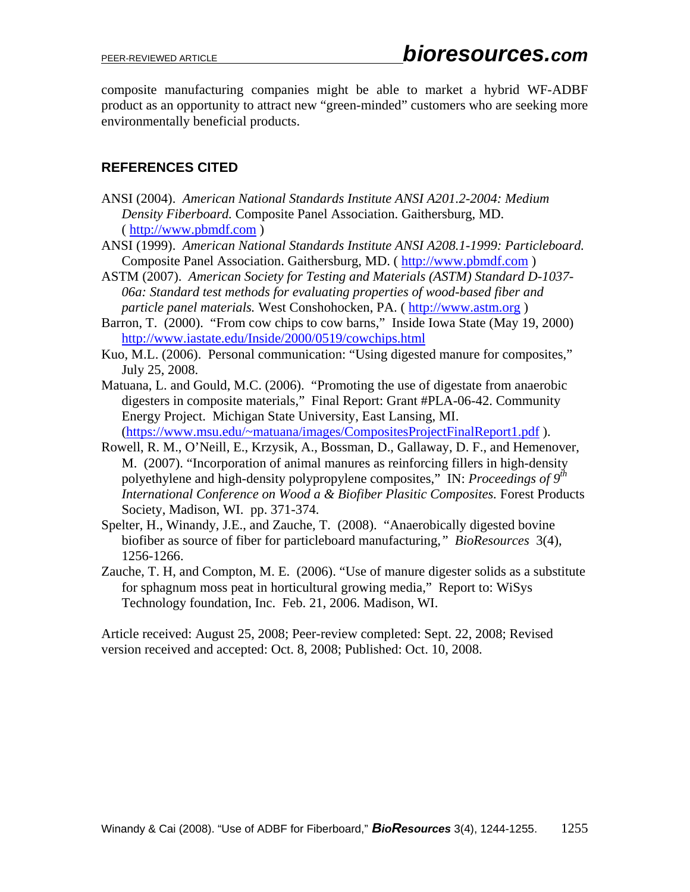composite manufacturing companies might be able to market a hybrid WF-ADBF product as an opportunity to attract new "green-minded" customers who are seeking more environmentally beneficial products.

## REFERENCES CITED

ANSI (2004). *American National Standards Institute ANSI A201.2-2004: Medium Density Fiberboard.* Composite Panel Association. Gaithersburg, MD. ( http://www.pbmdf.com )

ANSI (1999). *American National Standards Institute ANSI A208.1-1999: Particleboard.* Composite Panel Association. Gaithersburg, MD. ( http://www.pbmdf.com )

ASTM (2007). *American Society for Testing and Materials (ASTM) Standard D-1037-06a: Standard test methods for evaluating properties of wood-based fiber and particle panel materials.* West Conshohocken, PA. ( http://www.astm.org )

Barron, T. (2000). "From cow chips to cow barns," Inside Iowa State (May 19, 2000) http://www.iastate.edu/Inside/2000/0519/cowchips.html

Kuo, M.L. (2006). Personal communication: "Using digested manure for composites," July 25, 2008.

Matuana, L. and Gould, M.C. (2006). "Promoting the use of digestate from anaerobic digesters in composite materials," Final Report: Grant #PLA-06-42. Community Energy Project. Michigan State University, East Lansing, MI. (https://www.msu.edu/~matuana/images/CompositesProjectFinalReport1.pdf ).

Rowell, R. M., O'Neill, E., Krzysik, A., Bossman, D., Gallaway, D. F., and Hemenover, M. (2007). "Incorporation of animal manures as reinforcing fillers in high-density polyethylene and high-density polypropylene composites," IN: *Proceedings of 9th International Conference on Wood a & Biofiber Plasitic Composites.* Forest Products Society, Madison, WI. pp. 371-374.

Spelter, H., Winandy, J.E., and Zauche, T. (2008). "Anaerobically digested bovine biofiber as source of fiber for particleboard manufacturing," *BioResources* 3(4), 1256-1266.

Zauche, T. H, and Compton, M. E. (2006). "Use of manure digester solids as a substitute for sphagnum moss peat in horticultural growing media," Report to: WiSys Technology foundation, Inc. Feb. 21, 2006. Madison, WI.

Article received: August 25, 2008; Peer-review completed: Sept. 22, 2008; Revised version received and accepted: Oct. 8, 2008; Published: Oct. 10, 2008.